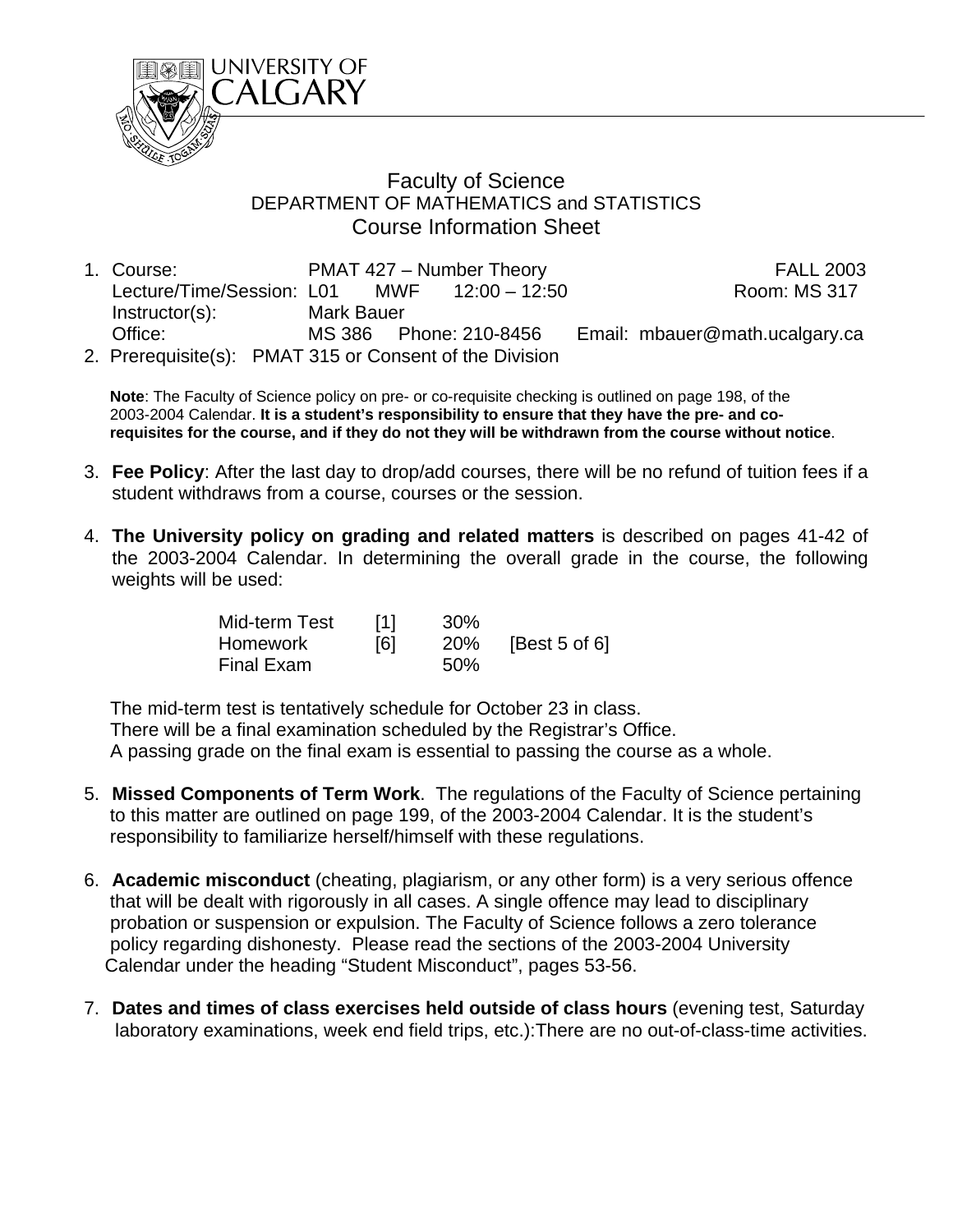UNIVERSITY OF CALGARY

# Faculty of Science

## DEPARTMENT OF MATHEMATICS and STATISTICS

## Course Information Sheet

1. Course: PMAT 427 – Number Theory — FALL 2003
   Lecture/Time/Session: L01 MWF 12:00 – 12:50 — Room: MS 317
   Instructor(s): Mark Bauer
   Office: MS 386 Phone: 210-8456 Email: mbauer@math.ucalgary.ca
2. Prerequisite(s): PMAT 315 or Consent of the Division

   **Note**: The Faculty of Science policy on pre- or co-requisite checking is outlined on page 198, of the 2003-2004 Calendar. **It is a student's responsibility to ensure that they have the pre- and co-requisites for the course, and if they do not they will be withdrawn from the course without notice**.

3. **Fee Policy**: After the last day to drop/add courses, there will be no refund of tuition fees if a student withdraws from a course, courses or the session.

4. **The University policy on grading and related matters** is described on pages 41-42 of the 2003-2004 Calendar. In determining the overall grade in the course, the following weights will be used:

   | | | | |
   |---|---|---|---|
   | Mid-term Test | [1] | 30% | |
   | Homework | [6] | 20% | [Best 5 of 6] |
   | Final Exam | | 50% | |

   The mid-term test is tentatively schedule for October 23 in class.
   There will be a final examination scheduled by the Registrar's Office.
   A passing grade on the final exam is essential to passing the course as a whole.

5. **Missed Components of Term Work**. The regulations of the Faculty of Science pertaining to this matter are outlined on page 199, of the 2003-2004 Calendar. It is the student's responsibility to familiarize herself/himself with these regulations.

6. **Academic misconduct** (cheating, plagiarism, or any other form) is a very serious offence that will be dealt with rigorously in all cases. A single offence may lead to disciplinary probation or suspension or expulsion. The Faculty of Science follows a zero tolerance policy regarding dishonesty. Please read the sections of the 2003-2004 University Calendar under the heading "Student Misconduct", pages 53-56.

7. **Dates and times of class exercises held outside of class hours** (evening test, Saturday laboratory examinations, week end field trips, etc.):There are no out-of-class-time activities.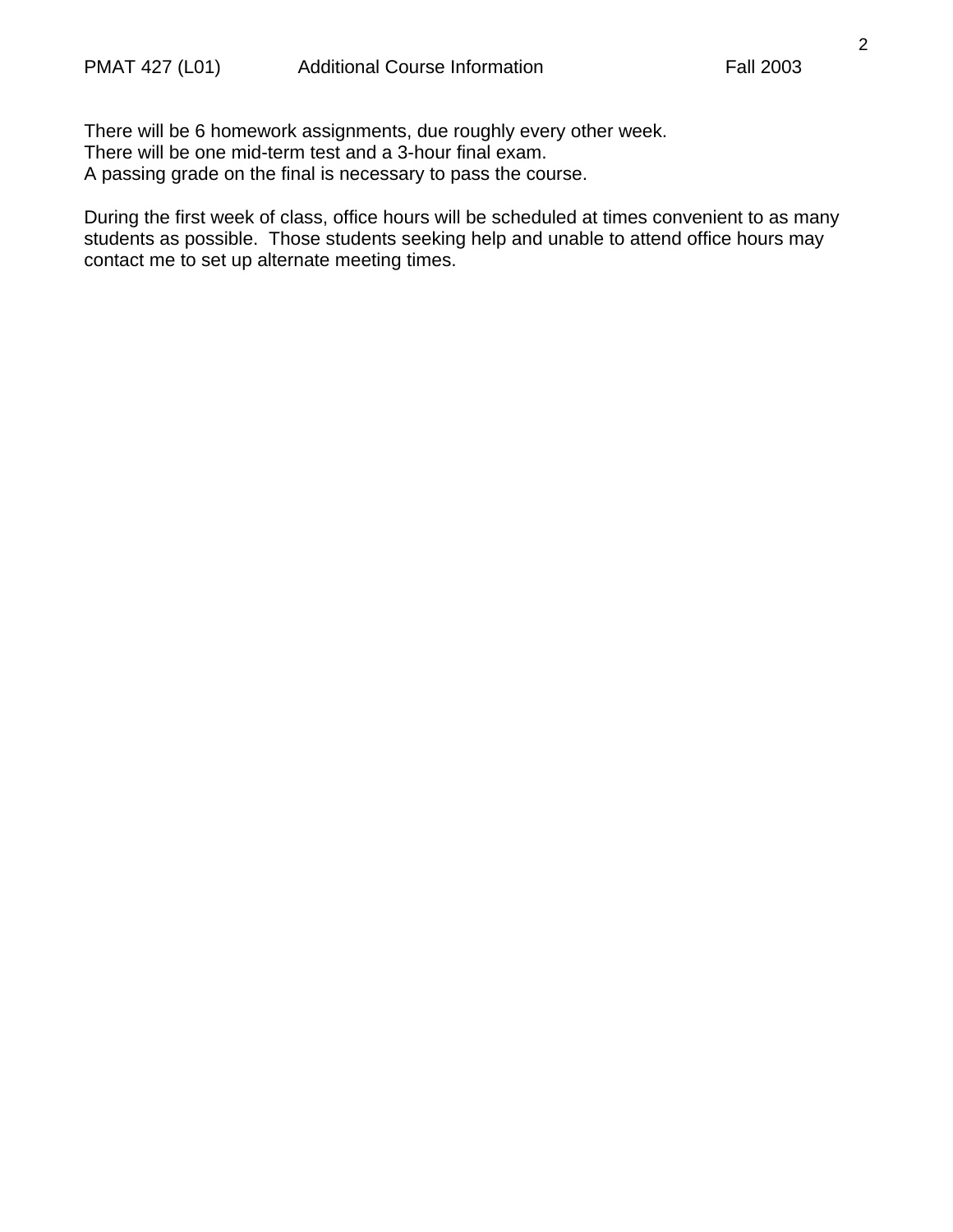There will be 6 homework assignments, due roughly every other week.
There will be one mid-term test and a 3-hour final exam.
A passing grade on the final is necessary to pass the course.

During the first week of class, office hours will be scheduled at times convenient to as many students as possible. Those students seeking help and unable to attend office hours may contact me to set up alternate meeting times.